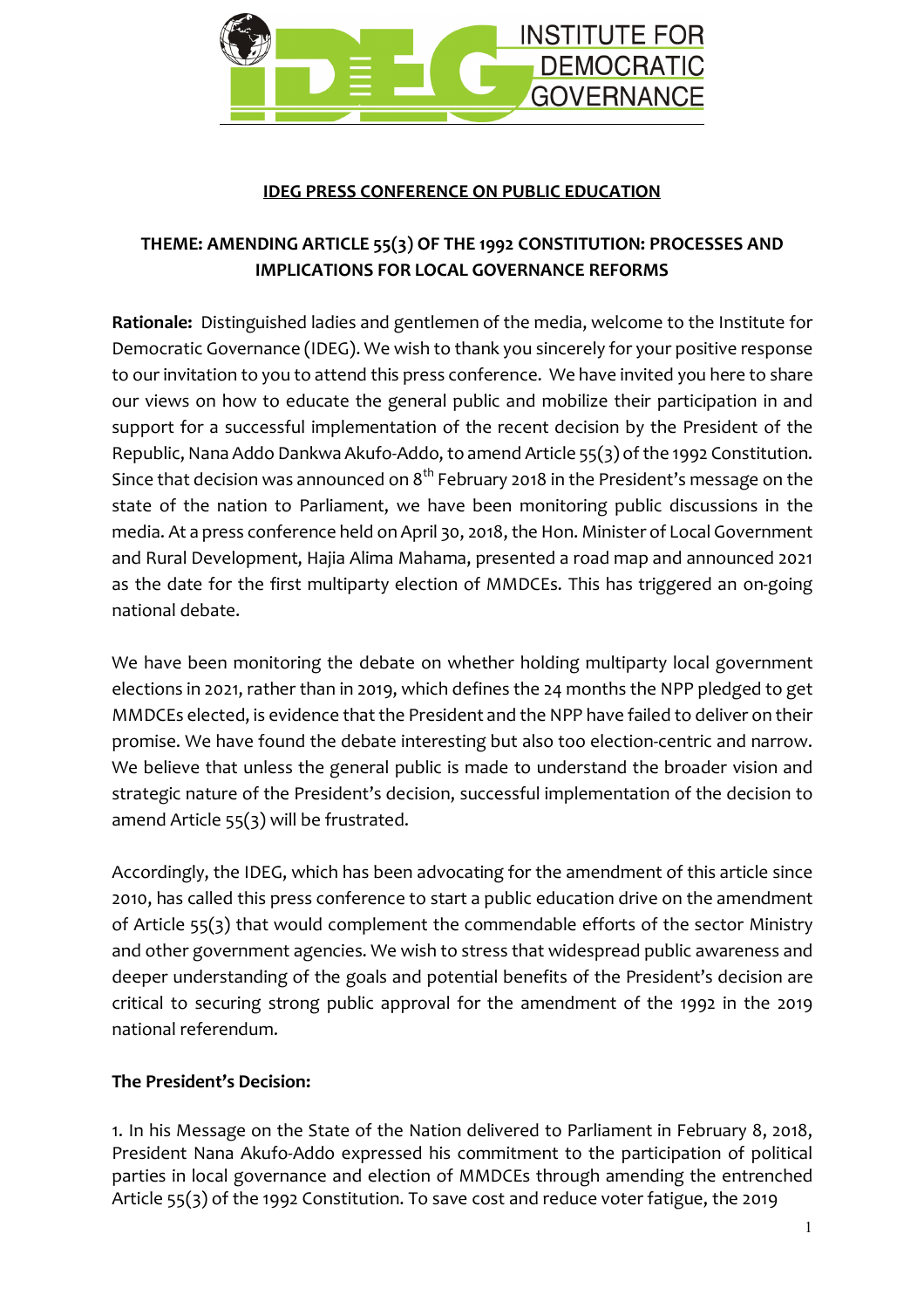INSTITUTE FOR DEMOCRATIC GOVERNANCE

## IDEG PRESS CONFERENCE ON PUBLIC EDUCATION

### THEME: AMENDING ARTICLE 55(3) OF THE 1992 CONSTITUTION: PROCESSES AND IMPLICATIONS FOR LOCAL GOVERNANCE REFORMS

**Rationale:** Distinguished ladies and gentlemen of the media, welcome to the Institute for Democratic Governance (IDEG). We wish to thank you sincerely for your positive response to our invitation to you to attend this press conference. We have invited you here to share our views on how to educate the general public and mobilize their participation in and support for a successful implementation of the recent decision by the President of the Republic, Nana Addo Dankwa Akufo-Addo, to amend Article 55(3) of the 1992 Constitution. Since that decision was announced on 8th February 2018 in the President's message on the state of the nation to Parliament, we have been monitoring public discussions in the media. At a press conference held on April 30, 2018, the Hon. Minister of Local Government and Rural Development, Hajia Alima Mahama, presented a road map and announced 2021 as the date for the first multiparty election of MMDCEs. This has triggered an on-going national debate.

We have been monitoring the debate on whether holding multiparty local government elections in 2021, rather than in 2019, which defines the 24 months the NPP pledged to get MMDCEs elected, is evidence that the President and the NPP have failed to deliver on their promise. We have found the debate interesting but also too election-centric and narrow. We believe that unless the general public is made to understand the broader vision and strategic nature of the President's decision, successful implementation of the decision to amend Article 55(3) will be frustrated.

Accordingly, the IDEG, which has been advocating for the amendment of this article since 2010, has called this press conference to start a public education drive on the amendment of Article 55(3) that would complement the commendable efforts of the sector Ministry and other government agencies. We wish to stress that widespread public awareness and deeper understanding of the goals and potential benefits of the President's decision are critical to securing strong public approval for the amendment of the 1992 in the 2019 national referendum.

**The President's Decision:**

1. In his Message on the State of the Nation delivered to Parliament in February 8, 2018, President Nana Akufo-Addo expressed his commitment to the participation of political parties in local governance and election of MMDCEs through amending the entrenched Article 55(3) of the 1992 Constitution. To save cost and reduce voter fatigue, the 2019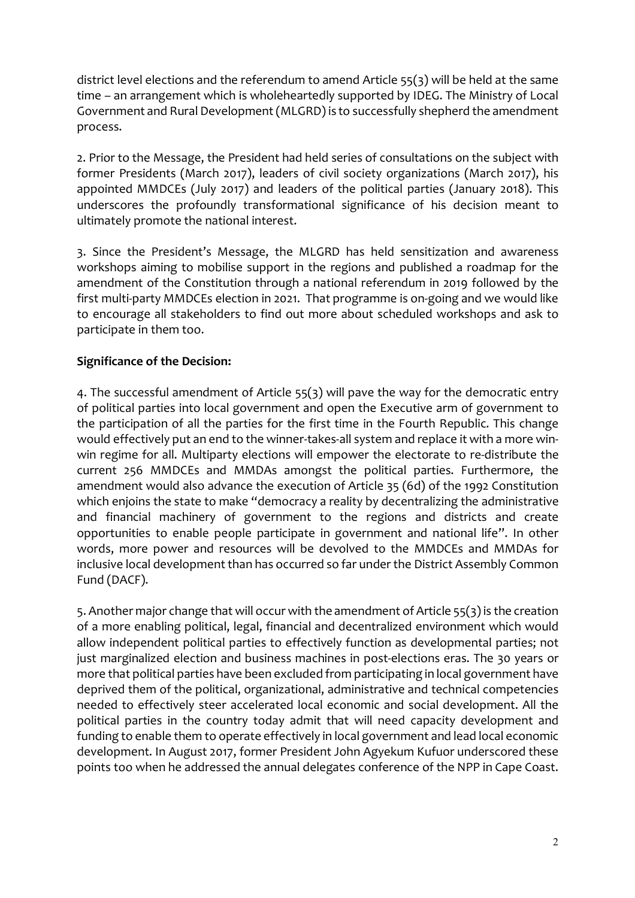district level elections and the referendum to amend Article 55(3) will be held at the same time – an arrangement which is wholeheartedly supported by IDEG. The Ministry of Local Government and Rural Development (MLGRD) is to successfully shepherd the amendment process.

2. Prior to the Message, the President had held series of consultations on the subject with former Presidents (March 2017), leaders of civil society organizations (March 2017), his appointed MMDCEs (July 2017) and leaders of the political parties (January 2018). This underscores the profoundly transformational significance of his decision meant to ultimately promote the national interest.

3. Since the President's Message, the MLGRD has held sensitization and awareness workshops aiming to mobilise support in the regions and published a roadmap for the amendment of the Constitution through a national referendum in 2019 followed by the first multi-party MMDCEs election in 2021. That programme is on-going and we would like to encourage all stakeholders to find out more about scheduled workshops and ask to participate in them too.

**Significance of the Decision:**

4. The successful amendment of Article 55(3) will pave the way for the democratic entry of political parties into local government and open the Executive arm of government to the participation of all the parties for the first time in the Fourth Republic. This change would effectively put an end to the winner-takes-all system and replace it with a more win-win regime for all. Multiparty elections will empower the electorate to re-distribute the current 256 MMDCEs and MMDAs amongst the political parties. Furthermore, the amendment would also advance the execution of Article 35 (6d) of the 1992 Constitution which enjoins the state to make "democracy a reality by decentralizing the administrative and financial machinery of government to the regions and districts and create opportunities to enable people participate in government and national life". In other words, more power and resources will be devolved to the MMDCEs and MMDAs for inclusive local development than has occurred so far under the District Assembly Common Fund (DACF).

5. Another major change that will occur with the amendment of Article 55(3) is the creation of a more enabling political, legal, financial and decentralized environment which would allow independent political parties to effectively function as developmental parties; not just marginalized election and business machines in post-elections eras. The 30 years or more that political parties have been excluded from participating in local government have deprived them of the political, organizational, administrative and technical competencies needed to effectively steer accelerated local economic and social development. All the political parties in the country today admit that will need capacity development and funding to enable them to operate effectively in local government and lead local economic development. In August 2017, former President John Agyekum Kufuor underscored these points too when he addressed the annual delegates conference of the NPP in Cape Coast.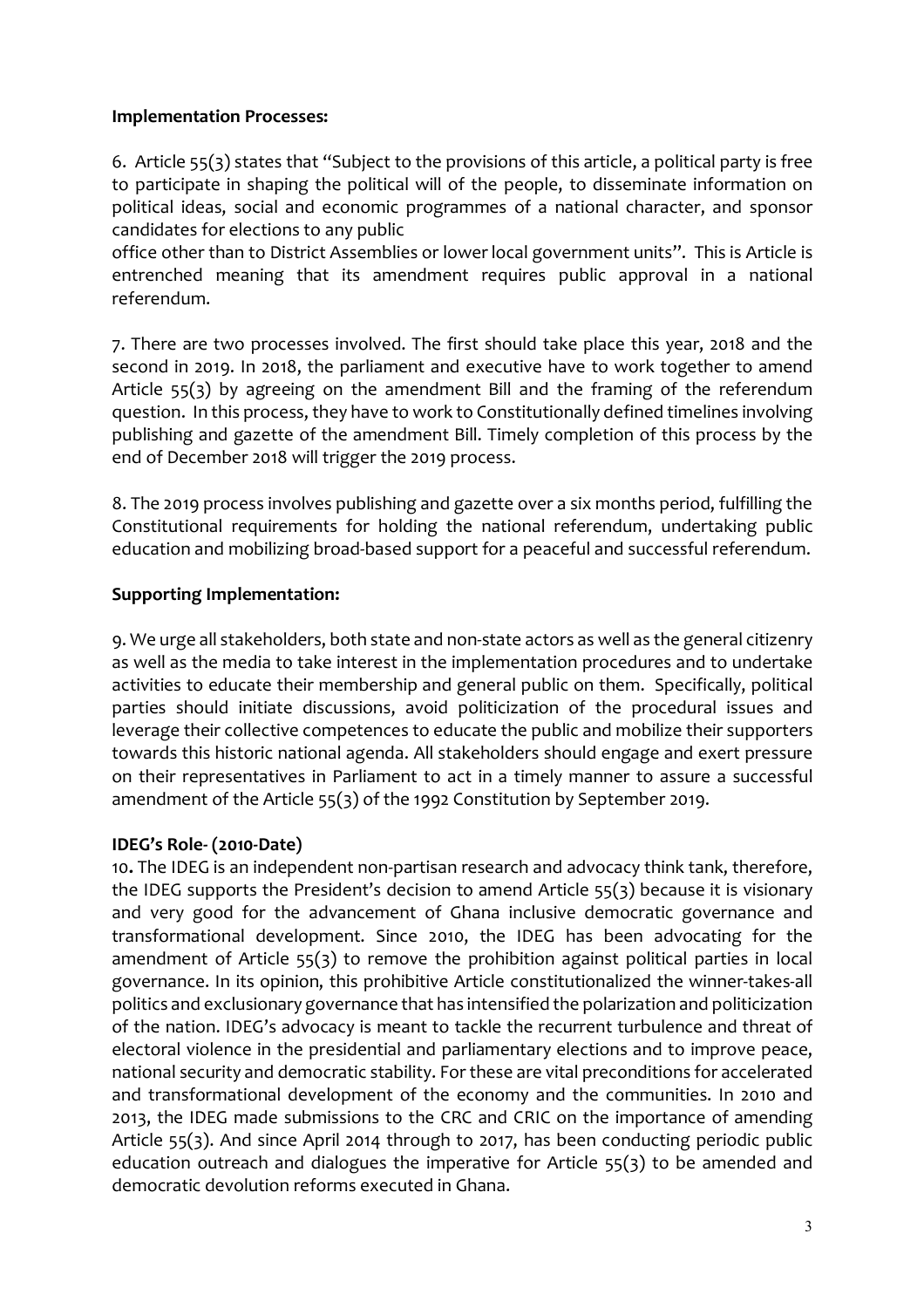**Implementation Processes:**

6. Article 55(3) states that "Subject to the provisions of this article, a political party is free to participate in shaping the political will of the people, to disseminate information on political ideas, social and economic programmes of a national character, and sponsor candidates for elections to any public office other than to District Assemblies or lower local government units". This is Article is entrenched meaning that its amendment requires public approval in a national referendum.

7. There are two processes involved. The first should take place this year, 2018 and the second in 2019. In 2018, the parliament and executive have to work together to amend Article 55(3) by agreeing on the amendment Bill and the framing of the referendum question. In this process, they have to work to Constitutionally defined timelines involving publishing and gazette of the amendment Bill. Timely completion of this process by the end of December 2018 will trigger the 2019 process.

8. The 2019 process involves publishing and gazette over a six months period, fulfilling the Constitutional requirements for holding the national referendum, undertaking public education and mobilizing broad-based support for a peaceful and successful referendum.

**Supporting Implementation:**

9. We urge all stakeholders, both state and non-state actors as well as the general citizenry as well as the media to take interest in the implementation procedures and to undertake activities to educate their membership and general public on them. Specifically, political parties should initiate discussions, avoid politicization of the procedural issues and leverage their collective competences to educate the public and mobilize their supporters towards this historic national agenda. All stakeholders should engage and exert pressure on their representatives in Parliament to act in a timely manner to assure a successful amendment of the Article 55(3) of the 1992 Constitution by September 2019.

**IDEG's Role- (2010-Date)**

10**.** The IDEG is an independent non-partisan research and advocacy think tank, therefore, the IDEG supports the President's decision to amend Article 55(3) because it is visionary and very good for the advancement of Ghana inclusive democratic governance and transformational development. Since 2010, the IDEG has been advocating for the amendment of Article 55(3) to remove the prohibition against political parties in local governance. In its opinion, this prohibitive Article constitutionalized the winner-takes-all politics and exclusionary governance that has intensified the polarization and politicization of the nation. IDEG's advocacy is meant to tackle the recurrent turbulence and threat of electoral violence in the presidential and parliamentary elections and to improve peace, national security and democratic stability. For these are vital preconditions for accelerated and transformational development of the economy and the communities. In 2010 and 2013, the IDEG made submissions to the CRC and CRIC on the importance of amending Article 55(3). And since April 2014 through to 2017, has been conducting periodic public education outreach and dialogues the imperative for Article 55(3) to be amended and democratic devolution reforms executed in Ghana.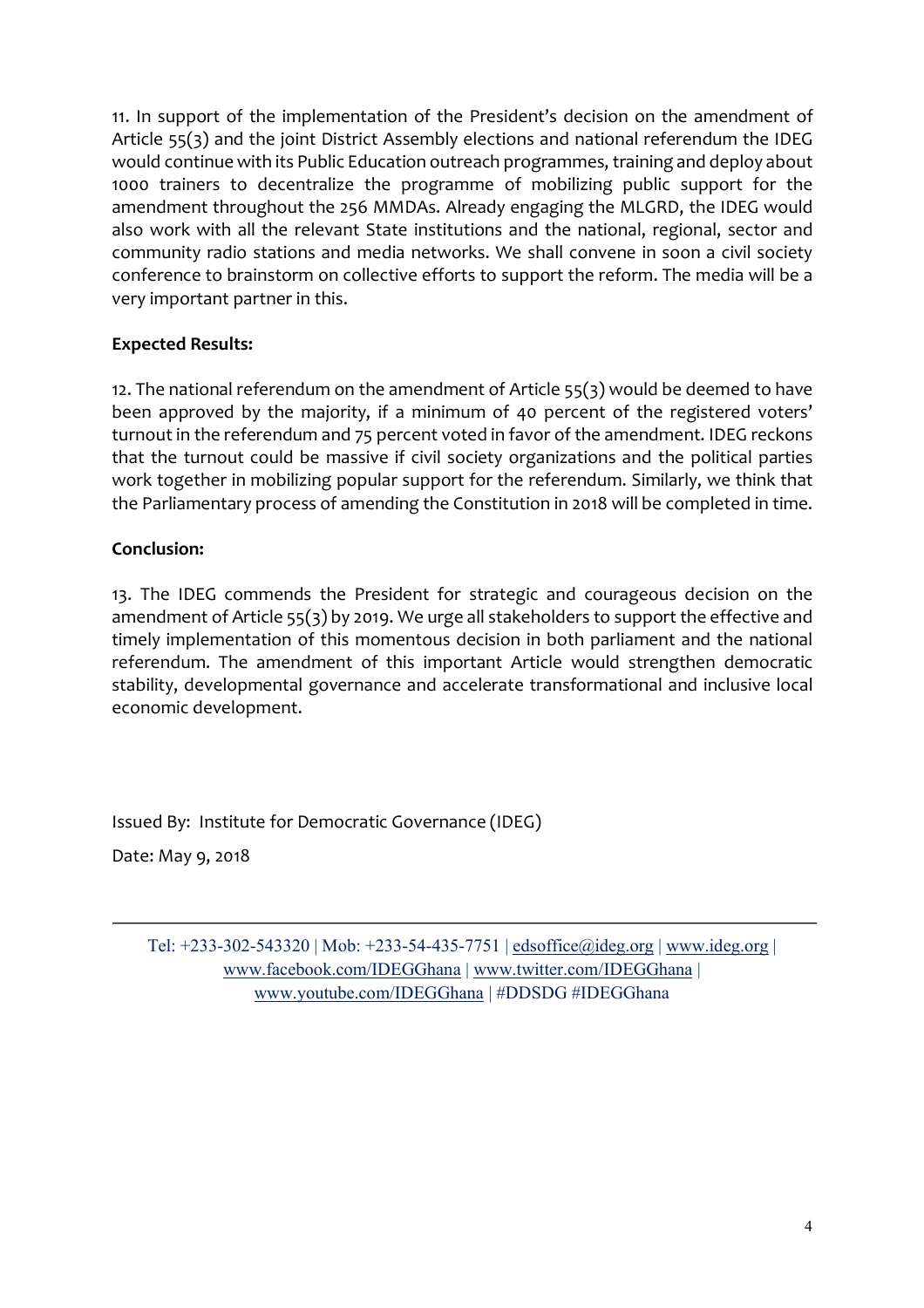11. In support of the implementation of the President's decision on the amendment of Article 55(3) and the joint District Assembly elections and national referendum the IDEG would continue with its Public Education outreach programmes, training and deploy about 1000 trainers to decentralize the programme of mobilizing public support for the amendment throughout the 256 MMDAs. Already engaging the MLGRD, the IDEG would also work with all the relevant State institutions and the national, regional, sector and community radio stations and media networks. We shall convene in soon a civil society conference to brainstorm on collective efforts to support the reform. The media will be a very important partner in this.

**Expected Results:**

12. The national referendum on the amendment of Article 55(3) would be deemed to have been approved by the majority, if a minimum of 40 percent of the registered voters' turnout in the referendum and 75 percent voted in favor of the amendment. IDEG reckons that the turnout could be massive if civil society organizations and the political parties work together in mobilizing popular support for the referendum. Similarly, we think that the Parliamentary process of amending the Constitution in 2018 will be completed in time.

**Conclusion:**

13. The IDEG commends the President for strategic and courageous decision on the amendment of Article 55(3) by 2019. We urge all stakeholders to support the effective and timely implementation of this momentous decision in both parliament and the national referendum. The amendment of this important Article would strengthen democratic stability, developmental governance and accelerate transformational and inclusive local economic development.

Issued By: Institute for Democratic Governance (IDEG)

Date: May 9, 2018

---

Tel: +233-302-543320 | Mob: +233-54-435-7751 | edsoffice@ideg.org | www.ideg.org | www.facebook.com/IDEGGhana | www.twitter.com/IDEGGhana | www.youtube.com/IDEGGhana | #DDSDG #IDEGGhana